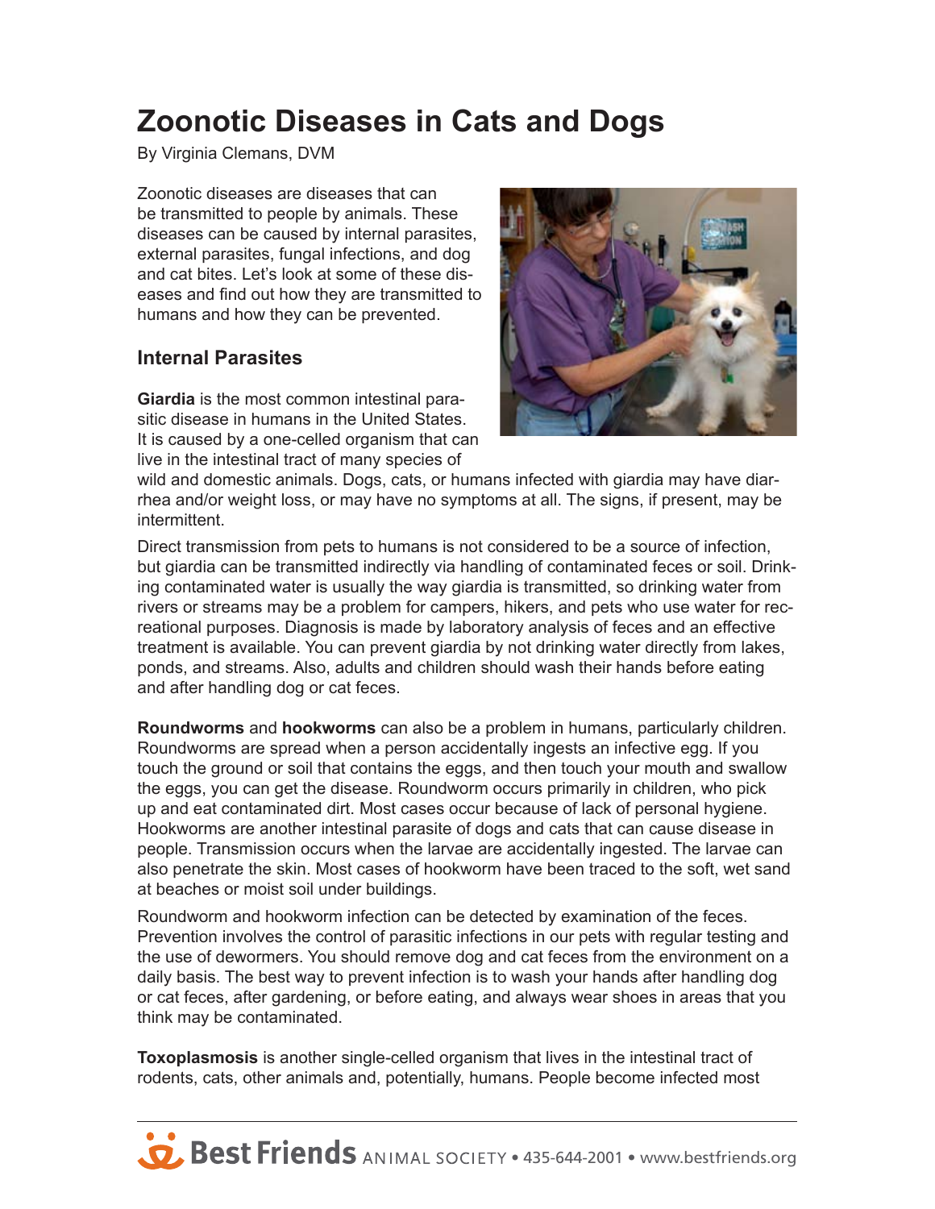# Zoonotic Diseases in Cats and Dogs

By Virginia Clemans, DVM

Zoonotic diseases are diseases that can be transmitted to people by animals. These diseases can be caused by internal parasites, external parasites, fungal infections, and dog and cat bites. Let's look at some of these diseases and find out how they are transmitted to humans and how they can be prevented.

## Internal Parasites

**Giardia** is the most common intestinal parasitic disease in humans in the United States. It is caused by a one-celled organism that can live in the intestinal tract of many species of wild and domestic animals. Dogs, cats, or humans infected with giardia may have diarrhea and/or weight loss, or may have no symptoms at all. The signs, if present, may be intermittent.

Direct transmission from pets to humans is not considered to be a source of infection, but giardia can be transmitted indirectly via handling of contaminated feces or soil. Drinking contaminated water is usually the way giardia is transmitted, so drinking water from rivers or streams may be a problem for campers, hikers, and pets who use water for recreational purposes. Diagnosis is made by laboratory analysis of feces and an effective treatment is available. You can prevent giardia by not drinking water directly from lakes, ponds, and streams. Also, adults and children should wash their hands before eating and after handling dog or cat feces.

**Roundworms** and **hookworms** can also be a problem in humans, particularly children. Roundworms are spread when a person accidentally ingests an infective egg. If you touch the ground or soil that contains the eggs, and then touch your mouth and swallow the eggs, you can get the disease. Roundworm occurs primarily in children, who pick up and eat contaminated dirt. Most cases occur because of lack of personal hygiene. Hookworms are another intestinal parasite of dogs and cats that can cause disease in people. Transmission occurs when the larvae are accidentally ingested. The larvae can also penetrate the skin. Most cases of hookworm have been traced to the soft, wet sand at beaches or moist soil under buildings.

Roundworm and hookworm infection can be detected by examination of the feces. Prevention involves the control of parasitic infections in our pets with regular testing and the use of dewormers. You should remove dog and cat feces from the environment on a daily basis. The best way to prevent infection is to wash your hands after handling dog or cat feces, after gardening, or before eating, and always wear shoes in areas that you think may be contaminated.

**Toxoplasmosis** is another single-celled organism that lives in the intestinal tract of rodents, cats, other animals and, potentially, humans. People become infected most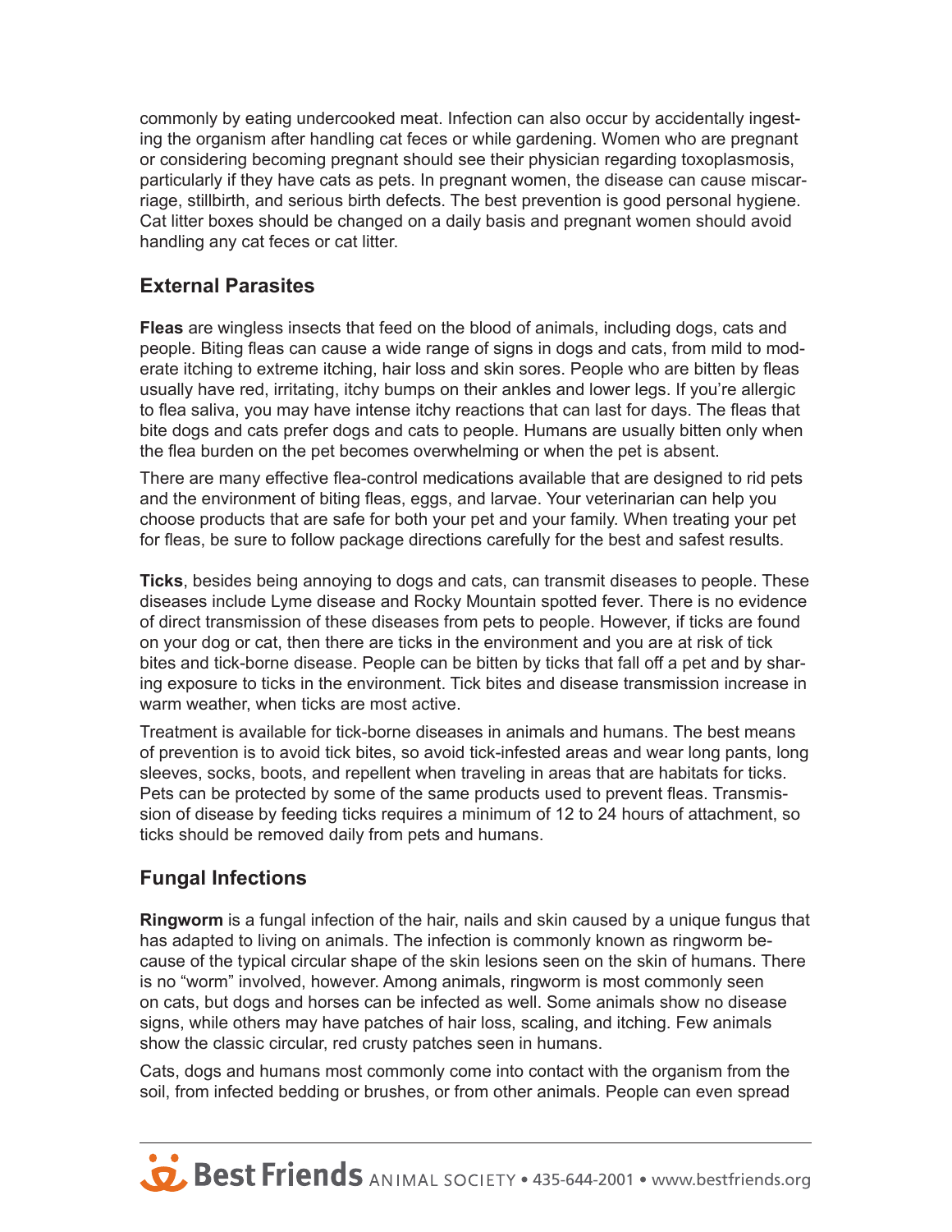commonly by eating undercooked meat. Infection can also occur by accidentally ingesting the organism after handling cat feces or while gardening. Women who are pregnant or considering becoming pregnant should see their physician regarding toxoplasmosis, particularly if they have cats as pets. In pregnant women, the disease can cause miscarriage, stillbirth, and serious birth defects. The best prevention is good personal hygiene. Cat litter boxes should be changed on a daily basis and pregnant women should avoid handling any cat feces or cat litter.

## External Parasites

**Fleas** are wingless insects that feed on the blood of animals, including dogs, cats and people. Biting fleas can cause a wide range of signs in dogs and cats, from mild to moderate itching to extreme itching, hair loss and skin sores. People who are bitten by fleas usually have red, irritating, itchy bumps on their ankles and lower legs. If you're allergic to flea saliva, you may have intense itchy reactions that can last for days. The fleas that bite dogs and cats prefer dogs and cats to people. Humans are usually bitten only when the flea burden on the pet becomes overwhelming or when the pet is absent.

There are many effective flea-control medications available that are designed to rid pets and the environment of biting fleas, eggs, and larvae. Your veterinarian can help you choose products that are safe for both your pet and your family. When treating your pet for fleas, be sure to follow package directions carefully for the best and safest results.

**Ticks**, besides being annoying to dogs and cats, can transmit diseases to people. These diseases include Lyme disease and Rocky Mountain spotted fever. There is no evidence of direct transmission of these diseases from pets to people. However, if ticks are found on your dog or cat, then there are ticks in the environment and you are at risk of tick bites and tick-borne disease. People can be bitten by ticks that fall off a pet and by sharing exposure to ticks in the environment. Tick bites and disease transmission increase in warm weather, when ticks are most active.

Treatment is available for tick-borne diseases in animals and humans. The best means of prevention is to avoid tick bites, so avoid tick-infested areas and wear long pants, long sleeves, socks, boots, and repellent when traveling in areas that are habitats for ticks. Pets can be protected by some of the same products used to prevent fleas. Transmission of disease by feeding ticks requires a minimum of 12 to 24 hours of attachment, so ticks should be removed daily from pets and humans.

## Fungal Infections

**Ringworm** is a fungal infection of the hair, nails and skin caused by a unique fungus that has adapted to living on animals. The infection is commonly known as ringworm because of the typical circular shape of the skin lesions seen on the skin of humans. There is no "worm" involved, however. Among animals, ringworm is most commonly seen on cats, but dogs and horses can be infected as well. Some animals show no disease signs, while others may have patches of hair loss, scaling, and itching. Few animals show the classic circular, red crusty patches seen in humans.

Cats, dogs and humans most commonly come into contact with the organism from the soil, from infected bedding or brushes, or from other animals. People can even spread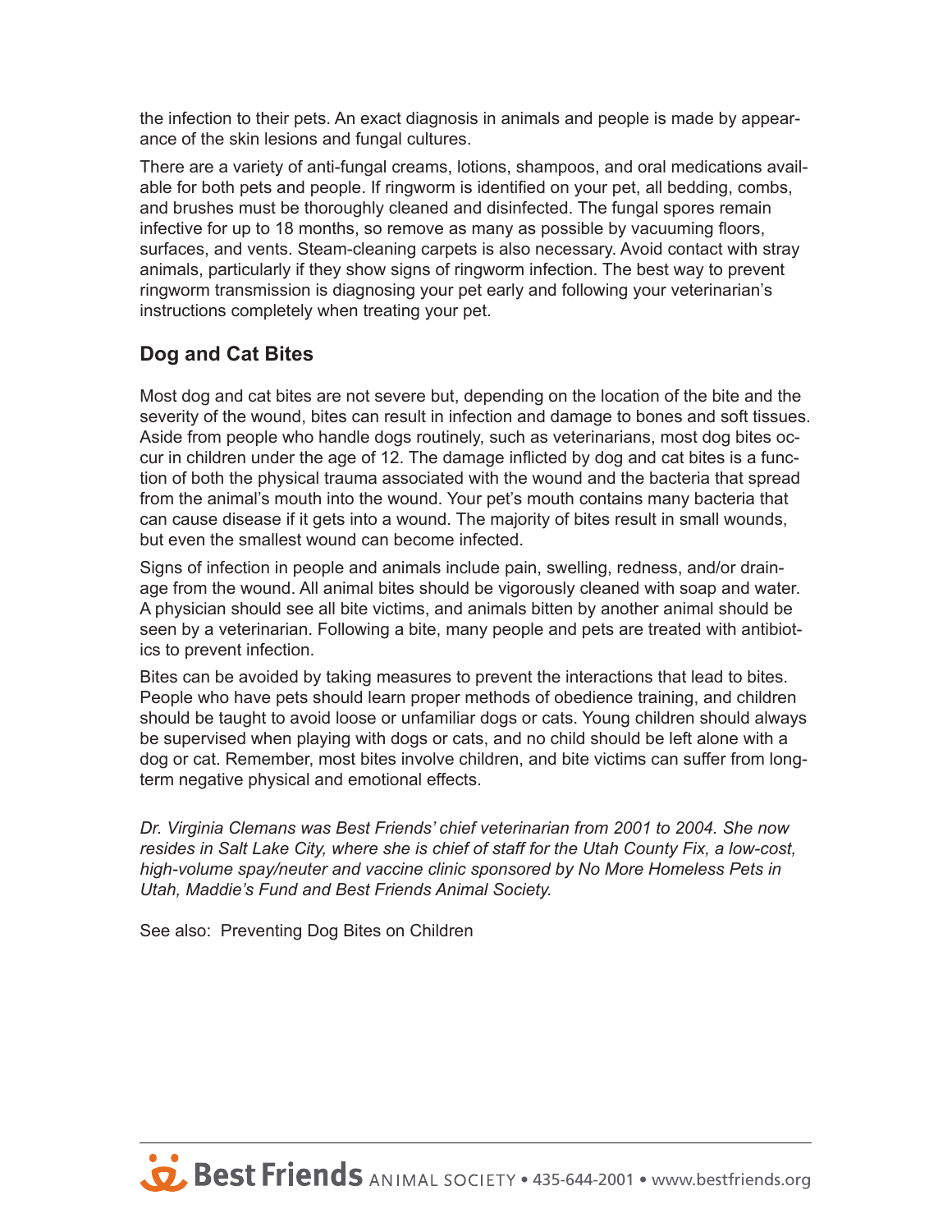the infection to their pets. An exact diagnosis in animals and people is made by appearance of the skin lesions and fungal cultures.

There are a variety of anti-fungal creams, lotions, shampoos, and oral medications available for both pets and people. If ringworm is identified on your pet, all bedding, combs, and brushes must be thoroughly cleaned and disinfected. The fungal spores remain infective for up to 18 months, so remove as many as possible by vacuuming floors, surfaces, and vents. Steam-cleaning carpets is also necessary. Avoid contact with stray animals, particularly if they show signs of ringworm infection. The best way to prevent ringworm transmission is diagnosing your pet early and following your veterinarian's instructions completely when treating your pet.

## Dog and Cat Bites

Most dog and cat bites are not severe but, depending on the location of the bite and the severity of the wound, bites can result in infection and damage to bones and soft tissues. Aside from people who handle dogs routinely, such as veterinarians, most dog bites occur in children under the age of 12. The damage inflicted by dog and cat bites is a function of both the physical trauma associated with the wound and the bacteria that spread from the animal's mouth into the wound. Your pet's mouth contains many bacteria that can cause disease if it gets into a wound. The majority of bites result in small wounds, but even the smallest wound can become infected.

Signs of infection in people and animals include pain, swelling, redness, and/or drainage from the wound. All animal bites should be vigorously cleaned with soap and water. A physician should see all bite victims, and animals bitten by another animal should be seen by a veterinarian. Following a bite, many people and pets are treated with antibiotics to prevent infection.

Bites can be avoided by taking measures to prevent the interactions that lead to bites. People who have pets should learn proper methods of obedience training, and children should be taught to avoid loose or unfamiliar dogs or cats. Young children should always be supervised when playing with dogs or cats, and no child should be left alone with a dog or cat. Remember, most bites involve children, and bite victims can suffer from long-term negative physical and emotional effects.

*Dr. Virginia Clemans was Best Friends' chief veterinarian from 2001 to 2004. She now resides in Salt Lake City, where she is chief of staff for the Utah County Fix, a low-cost, high-volume spay/neuter and vaccine clinic sponsored by No More Homeless Pets in Utah, Maddie's Fund and Best Friends Animal Society.*

See also: Preventing Dog Bites on Children

Best Friends ANIMAL SOCIETY • 435-644-2001 • www.bestfriends.org